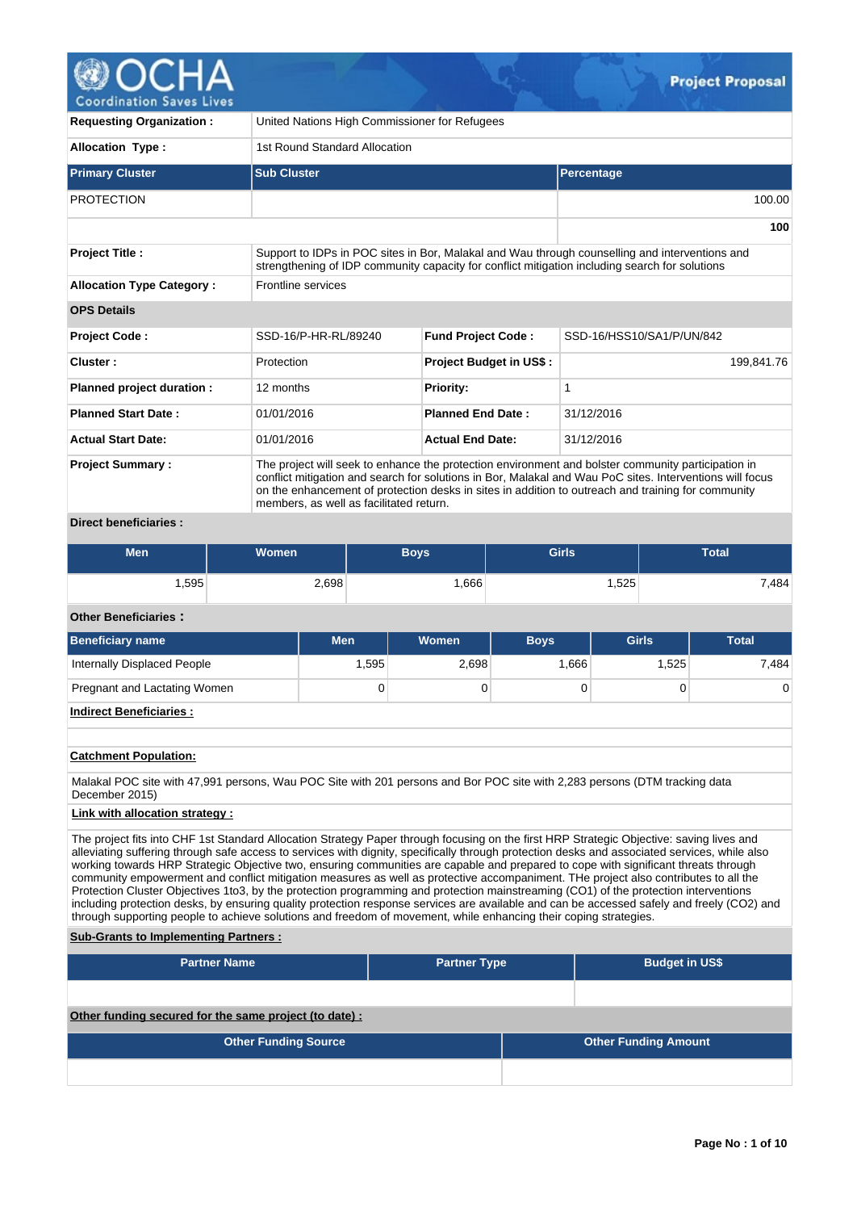# OCHA Coordination Saves Lives — Project Proposal

| | |
|---|---|
| **Requesting Organization :** | United Nations High Commissioner for Refugees |
| **Allocation Type :** | 1st Round Standard Allocation |

| Primary Cluster | Sub Cluster | Percentage |
|---|---|---|
| PROTECTION | | 100.00 |
| | | **100** |

| | |
|---|---|
| **Project Title :** | Support to IDPs in POC sites in Bor, Malakal and Wau through counselling and interventions and strengthening of IDP community capacity for conflict mitigation including search for solutions |
| **Allocation Type Category :** | Frontline services |

**OPS Details**

| | | | |
|---|---|---|---|
| **Project Code :** | SSD-16/P-HR-RL/89240 | **Fund Project Code :** | SSD-16/HSS10/SA1/P/UN/842 |
| **Cluster :** | Protection | **Project Budget in US$ :** | 199,841.76 |
| **Planned project duration :** | 12 months | **Priority:** | 1 |
| **Planned Start Date :** | 01/01/2016 | **Planned End Date :** | 31/12/2016 |
| **Actual Start Date:** | 01/01/2016 | **Actual End Date:** | 31/12/2016 |

| | |
|---|---|
| **Project Summary :** | The project will seek to enhance the protection environment and bolster community participation in conflict mitigation and search for solutions in Bor, Malakal and Wau PoC sites. Interventions will focus on the enhancement of protection desks in sites in addition to outreach and training for community members, as well as facilitated return. |

**Direct beneficiaries :**

| Men | Women | Boys | Girls | Total |
|---|---|---|---|---|
| 1,595 | 2,698 | 1,666 | 1,525 | 7,484 |

**Other Beneficiaries :**

| Beneficiary name | Men | Women | Boys | Girls | Total |
|---|---|---|---|---|---|
| Internally Displaced People | 1,595 | 2,698 | 1,666 | 1,525 | 7,484 |
| Pregnant and Lactating Women | 0 | 0 | 0 | 0 | 0 |

**Indirect Beneficiaries :**

**Catchment Population:**

Malakal POC site with 47,991 persons, Wau POC Site with 201 persons and Bor POC site with 2,283 persons (DTM tracking data December 2015)

**Link with allocation strategy :**

The project fits into CHF 1st Standard Allocation Strategy Paper through focusing on the first HRP Strategic Objective: saving lives and alleviating suffering through safe access to services with dignity, specifically through protection desks and associated services, while also working towards HRP Strategic Objective two, ensuring communities are capable and prepared to cope with significant threats through community empowerment and conflict mitigation measures as well as protective accompaniment. THe project also contributes to all the Protection Cluster Objectives 1to3, by the protection programming and protection mainstreaming (CO1) of the protection interventions including protection desks, by ensuring quality protection response services are available and can be accessed safely and freely (CO2) and through supporting people to achieve solutions and freedom of movement, while enhancing their coping strategies.

**Sub-Grants to Implementing Partners :**

| Partner Name | Partner Type | Budget in US$ |
|---|---|---|
| | | |

**Other funding secured for the same project (to date) :**

| Other Funding Source | Other Funding Amount |
|---|---|
| | |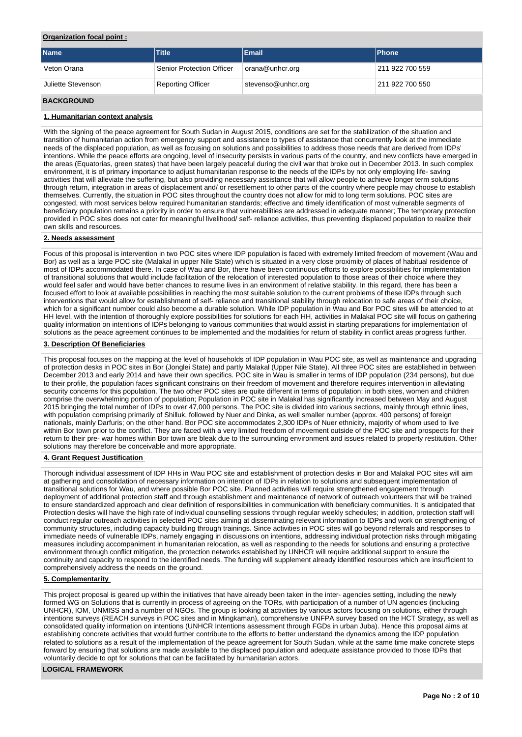**Organization focal point :**

| Name | Title | Email | Phone |
|---|---|---|---|
| Veton Orana | Senior Protection Officer | orana@unhcr.org | 211 922 700 559 |
| Juliette Stevenson | Reporting Officer | stevenso@unhcr.org | 211 922 700 550 |

## BACKGROUND

### 1. Humanitarian context analysis

With the signing of the peace agreement for South Sudan in August 2015, conditions are set for the stabilization of the situation and transition of humanitarian action from emergency support and assistance to types of assistance that concurrently look at the immediate needs of the displaced population, as well as focusing on solutions and possibilities to address those needs that are derived from IDPs' intentions. While the peace efforts are ongoing, level of insecurity persists in various parts of the country, and new conflicts have emerged in the areas (Equatorias, green states) that have been largely peaceful during the civil war that broke out in December 2013. In such complex environment, it is of primary importance to adjust humanitarian response to the needs of the IDPs by not only employing life- saving activities that will alleviate the suffering, but also providing necessary assistance that will allow people to achieve longer term solutions through return, integration in areas of displacement and/ or resettlement to other parts of the country where people may choose to establish themselves. Currently, the situation in POC sites throughout the country does not allow for mid to long term solutions. POC sites are congested, with most services below required humanitarian standards; effective and timely identification of most vulnerable segments of beneficiary population remains a priority in order to ensure that vulnerabilities are addressed in adequate manner; The temporary protection provided in POC sites does not cater for meaningful livelihood/ self- reliance activities, thus preventing displaced population to realize their own skills and resources.

### 2. Needs assessment

Focus of this proposal is intervention in two POC sites where IDP population is faced with extremely limited freedom of movement (Wau and Bor) as well as a large POC site (Malakal in upper Nile State) which is situated in a very close proximity of places of habitual residence of most of IDPs accommodated there. In case of Wau and Bor, there have been continuous efforts to explore possibilities for implementation of transitional solutions that would include facilitation of the relocation of interested population to those areas of their choice where they would feel safer and would have better chances to resume lives in an environment of relative stability. In this regard, there has been a focused effort to look at available possibilities in reaching the most suitable solution to the current problems of these IDPs through such interventions that would allow for establishment of self- reliance and transitional stability through relocation to safe areas of their choice, which for a significant number could also become a durable solution. While IDP population in Wau and Bor POC sites will be attended to at HH level, with the intention of thoroughly explore possibilities for solutions for each HH, activities in Malakal POC site will focus on gathering quality information on intentions of IDPs belonging to various communities that would assist in starting preparations for implementation of solutions as the peace agreement continues to be implemented and the modalities for return of stability in conflict areas progress further.

### 3. Description Of Beneficiaries

This proposal focuses on the mapping at the level of households of IDP population in Wau POC site, as well as maintenance and upgrading of protection desks in POC sites in Bor (Jonglei State) and partly Malakal (Upper Nile State). All three POC sites are established in between December 2013 and early 2014 and have their own specifics. POC site in Wau is smaller in terms of IDP population (234 persons), but due to their profile, the population faces significant constrains on their freedom of movement and therefore requires intervention in alleviating security concerns for this population. The two other POC sites are quite different in terms of population; in both sites, women and children comprise the overwhelming portion of population; Population in POC site in Malakal has significantly increased between May and August 2015 bringing the total number of IDPs to over 47,000 persons. The POC site is divided into various sections, mainly through ethnic lines, with population comprising primarily of Shilluk, followed by Nuer and Dinka, as well smaller number (approx. 400 persons) of foreign nationals, mainly Darfuris; on the other hand. Bor POC site accommodates 2,300 IDPs of Nuer ethnicity, majority of whom used to live within Bor town prior to the conflict. They are faced with a very limited freedom of movement outside of the POC site and prospects for their return to their pre- war homes within Bor town are bleak due to the surrounding environment and issues related to property restitution. Other solutions may therefore be conceivable and more appropriate.

### 4. Grant Request Justification

Thorough individual assessment of IDP HHs in Wau POC site and establishment of protection desks in Bor and Malakal POC sites will aim at gathering and consolidation of necessary information on intention of IDPs in relation to solutions and subsequent implementation of transitional solutions for Wau, and where possible Bor POC site. Planned activities will require strengthened engagement through deployment of additional protection staff and through establishment and maintenance of network of outreach volunteers that will be trained to ensure standardized approach and clear definition of responsibilities in communication with beneficiary communities. It is anticipated that Protection desks will have the high rate of individual counselling sessions through regular weekly schedules; in addition, protection staff will conduct regular outreach activities in selected POC sites aiming at disseminating relevant information to IDPs and work on strengthening of community structures, including capacity building through trainings. Since activities in POC sites will go beyond referrals and responses to immediate needs of vulnerable IDPs, namely engaging in discussions on intentions, addressing individual protection risks through mitigating measures including accompaniment in humanitarian relocation, as well as responding to the needs for solutions and ensuring a protective environment through conflict mitigation, the protection networks established by UNHCR will require additional support to ensure the continuity and capacity to respond to the identified needs. The funding will supplement already identified resources which are insufficient to comprehensively address the needs on the ground.

### 5. Complementarity

This project proposal is geared up within the initiatives that have already been taken in the inter- agencies setting, including the newly formed WG on Solutions that is currently in process of agreeing on the TORs, with participation of a number of UN agencies (including UNHCR), IOM, UNMISS and a number of NGOs. The group is looking at activities by various actors focusing on solutions, either through intentions surveys (REACH surveys in POC sites and in Mingkaman), comprehensive UNFPA survey based on the HCT Strategy, as well as consolidated quality information on intentions (UNHCR Intentions assessment through FGDs in urban Juba). Hence this proposal aims at establishing concrete activities that would further contribute to the efforts to better understand the dynamics among the IDP population related to solutions as a result of the implementation of the peace agreement for South Sudan, while at the same time make concrete steps forward by ensuring that solutions are made available to the displaced population and adequate assistance provided to those IDPs that voluntarily decide to opt for solutions that can be facilitated by humanitarian actors.

## LOGICAL FRAMEWORK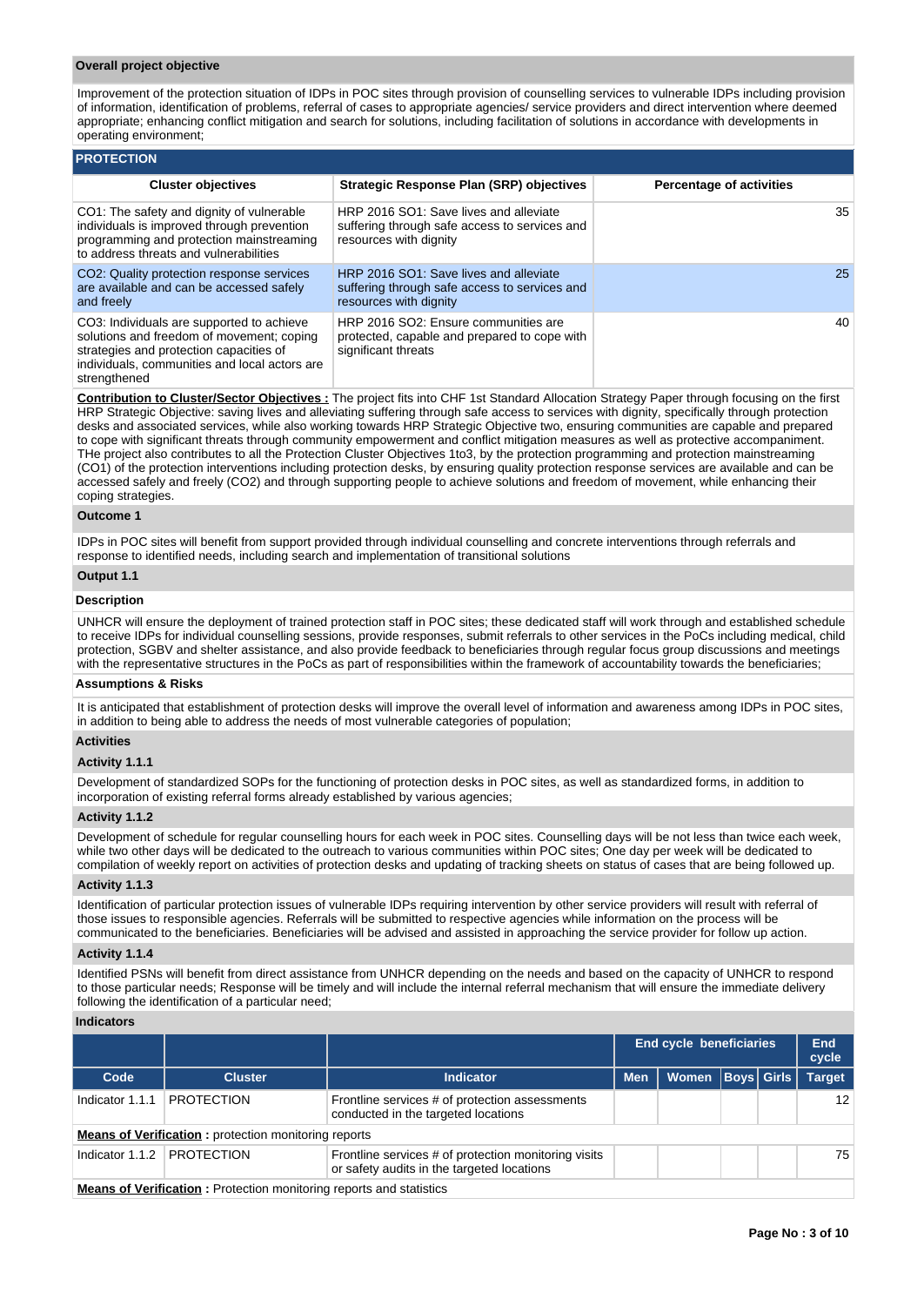## Overall project objective

Improvement of the protection situation of IDPs in POC sites through provision of counselling services to vulnerable IDPs including provision of information, identification of problems, referral of cases to appropriate agencies/ service providers and direct intervention where deemed appropriate; enhancing conflict mitigation and search for solutions, including facilitation of solutions in accordance with developments in operating environment;

## PROTECTION

| Cluster objectives | Strategic Response Plan (SRP) objectives | Percentage of activities |
|---|---|---|
| CO1: The safety and dignity of vulnerable individuals is improved through prevention programming and protection mainstreaming to address threats and vulnerabilities | HRP 2016 SO1: Save lives and alleviate suffering through safe access to services and resources with dignity | 35 |
| CO2: Quality protection response services are available and can be accessed safely and freely | HRP 2016 SO1: Save lives and alleviate suffering through safe access to services and resources with dignity | 25 |
| CO3: Individuals are supported to achieve solutions and freedom of movement; coping strategies and protection capacities of individuals, communities and local actors are strengthened | HRP 2016 SO2: Ensure communities are protected, capable and prepared to cope with significant threats | 40 |

**Contribution to Cluster/Sector Objectives :** The project fits into CHF 1st Standard Allocation Strategy Paper through focusing on the first HRP Strategic Objective: saving lives and alleviating suffering through safe access to services with dignity, specifically through protection desks and associated services, while also working towards HRP Strategic Objective two, ensuring communities are capable and prepared to cope with significant threats through community empowerment and conflict mitigation measures as well as protective accompaniment. THe project also contributes to all the Protection Cluster Objectives 1to3, by the protection programming and protection mainstreaming (CO1) of the protection interventions including protection desks, by ensuring quality protection response services are available and can be accessed safely and freely (CO2) and through supporting people to achieve solutions and freedom of movement, while enhancing their coping strategies.

### Outcome 1

IDPs in POC sites will benefit from support provided through individual counselling and concrete interventions through referrals and response to identified needs, including search and implementation of transitional solutions

### Output 1.1

#### Description

UNHCR will ensure the deployment of trained protection staff in POC sites; these dedicated staff will work through and established schedule to receive IDPs for individual counselling sessions, provide responses, submit referrals to other services in the PoCs including medical, child protection, SGBV and shelter assistance, and also provide feedback to beneficiaries through regular focus group discussions and meetings with the representative structures in the PoCs as part of responsibilities within the framework of accountability towards the beneficiaries;

#### Assumptions & Risks

It is anticipated that establishment of protection desks will improve the overall level of information and awareness among IDPs in POC sites, in addition to being able to address the needs of most vulnerable categories of population;

#### Activities

**Activity 1.1.1**

Development of standardized SOPs for the functioning of protection desks in POC sites, as well as standardized forms, in addition to incorporation of existing referral forms already established by various agencies;

**Activity 1.1.2**

Development of schedule for regular counselling hours for each week in POC sites. Counselling days will be not less than twice each week, while two other days will be dedicated to the outreach to various communities within POC sites; One day per week will be dedicated to compilation of weekly report on activities of protection desks and updating of tracking sheets on status of cases that are being followed up.

**Activity 1.1.3**

Identification of particular protection issues of vulnerable IDPs requiring intervention by other service providers will result with referral of those issues to responsible agencies. Referrals will be submitted to respective agencies while information on the process will be communicated to the beneficiaries. Beneficiaries will be advised and assisted in approaching the service provider for follow up action.

**Activity 1.1.4**

Identified PSNs will benefit from direct assistance from UNHCR depending on the needs and based on the capacity of UNHCR to respond to those particular needs; Response will be timely and will include the internal referral mechanism that will ensure the immediate delivery following the identification of a particular need;

#### Indicators

| | | | End cycle beneficiaries | | | | End cycle |
|---|---|---|---|---|---|---|---|
| Code | Cluster | Indicator | Men | Women | Boys | Girls | Target |
| Indicator 1.1.1 | PROTECTION | Frontline services # of protection assessments conducted in the targeted locations | | | | | 12 |
| **Means of Verification :** protection monitoring reports | | | | | | | |
| Indicator 1.1.2 | PROTECTION | Frontline services # of protection monitoring visits or safety audits in the targeted locations | | | | | 75 |
| **Means of Verification :** Protection monitoring reports and statistics | | | | | | | |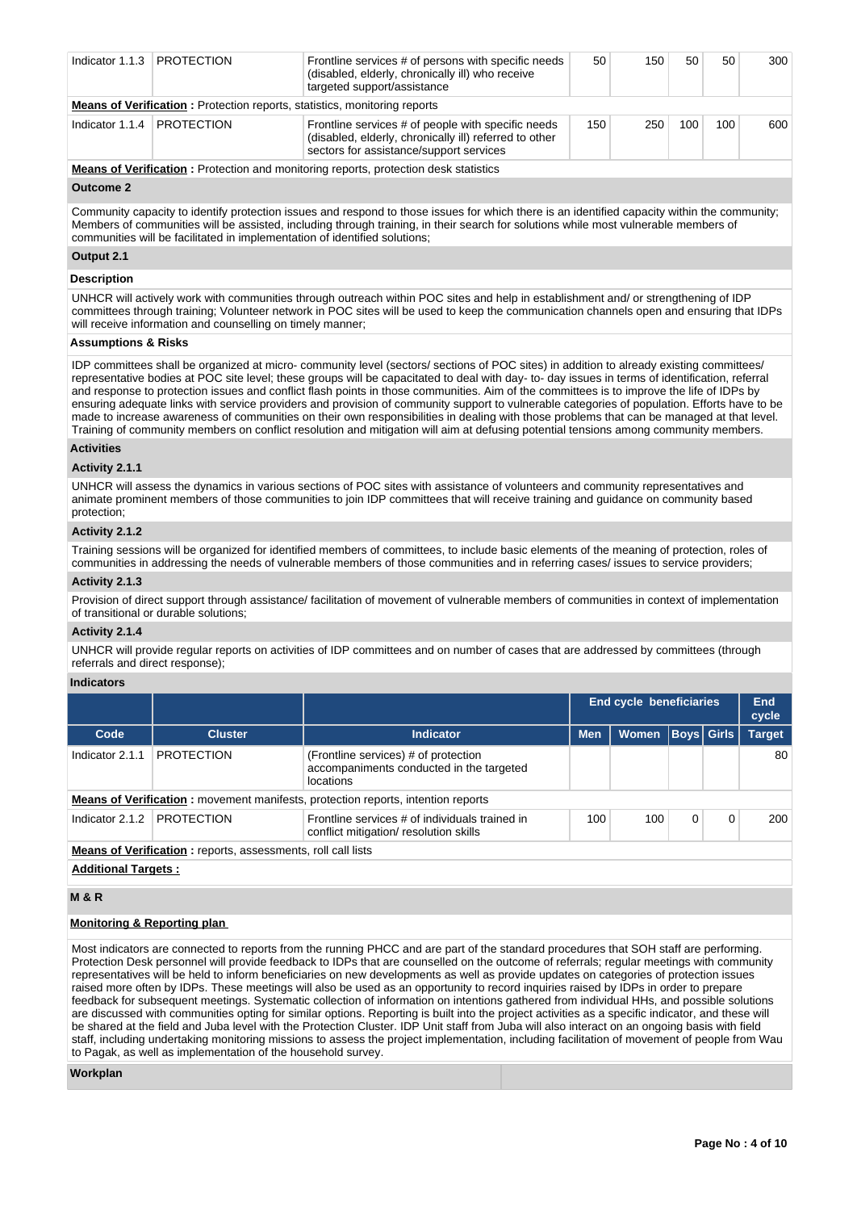| | | | | | | | |
|---|---|---|---|---|---|---|---|
| Indicator 1.1.3 | PROTECTION | Frontline services # of persons with specific needs (disabled, elderly, chronically ill) who receive targeted support/assistance | 50 | 150 | 50 | 50 | 300 |

**Means of Verification :** Protection reports, statistics, monitoring reports

| | | | | | | | |
|---|---|---|---|---|---|---|---|
| Indicator 1.1.4 | PROTECTION | Frontline services # of people with specific needs (disabled, elderly, chronically ill) referred to other sectors for assistance/support services | 150 | 250 | 100 | 100 | 600 |

**Means of Verification :** Protection and monitoring reports, protection desk statistics

**Outcome 2**

Community capacity to identify protection issues and respond to those issues for which there is an identified capacity within the community; Members of communities will be assisted, including through training, in their search for solutions while most vulnerable members of communities will be facilitated in implementation of identified solutions;

**Output 2.1**

**Description**

UNHCR will actively work with communities through outreach within POC sites and help in establishment and/ or strengthening of IDP committees through training; Volunteer network in POC sites will be used to keep the communication channels open and ensuring that IDPs will receive information and counselling on timely manner;

**Assumptions & Risks**

IDP committees shall be organized at micro- community level (sectors/ sections of POC sites) in addition to already existing committees/ representative bodies at POC site level; these groups will be capacitated to deal with day- to- day issues in terms of identification, referral and response to protection issues and conflict flash points in those communities. Aim of the committees is to improve the life of IDPs by ensuring adequate links with service providers and provision of community support to vulnerable categories of population. Efforts have to be made to increase awareness of communities on their own responsibilities in dealing with those problems that can be managed at that level. Training of community members on conflict resolution and mitigation will aim at defusing potential tensions among community members.

**Activities**

**Activity 2.1.1**

UNHCR will assess the dynamics in various sections of POC sites with assistance of volunteers and community representatives and animate prominent members of those communities to join IDP committees that will receive training and guidance on community based protection;

**Activity 2.1.2**

Training sessions will be organized for identified members of committees, to include basic elements of the meaning of protection, roles of communities in addressing the needs of vulnerable members of those communities and in referring cases/ issues to service providers;

**Activity 2.1.3**

Provision of direct support through assistance/ facilitation of movement of vulnerable members of communities in context of implementation of transitional or durable solutions;

**Activity 2.1.4**

UNHCR will provide regular reports on activities of IDP committees and on number of cases that are addressed by committees (through referrals and direct response);

**Indicators**

| | | | End cycle beneficiaries | | | | End cycle |
|---|---|---|---|---|---|---|---|
| **Code** | **Cluster** | **Indicator** | **Men** | **Women** | **Boys** | **Girls** | **Target** |
| Indicator 2.1.1 | PROTECTION | (Frontline services) # of protection accompaniments conducted in the targeted locations | | | | | 80 |
| **Means of Verification :** movement manifests, protection reports, intention reports | | | | | | | |
| Indicator 2.1.2 | PROTECTION | Frontline services # of individuals trained in conflict mitigation/ resolution skills | 100 | 100 | 0 | 0 | 200 |
| **Means of Verification :** reports, assessments, roll call lists | | | | | | | |

**Additional Targets :**

**M & R**

**Monitoring & Reporting plan**

Most indicators are connected to reports from the running PHCC and are part of the standard procedures that SOH staff are performing. Protection Desk personnel will provide feedback to IDPs that are counselled on the outcome of referrals; regular meetings with community representatives will be held to inform beneficiaries on new developments as well as provide updates on categories of protection issues raised more often by IDPs. These meetings will also be used as an opportunity to record inquiries raised by IDPs in order to prepare feedback for subsequent meetings. Systematic collection of information on intentions gathered from individual HHs, and possible solutions are discussed with communities opting for similar options. Reporting is built into the project activities as a specific indicator, and these will be shared at the field and Juba level with the Protection Cluster. IDP Unit staff from Juba will also interact on an ongoing basis with field staff, including undertaking monitoring missions to assess the project implementation, including facilitation of movement of people from Wau to Pagak, as well as implementation of the household survey.

**Workplan**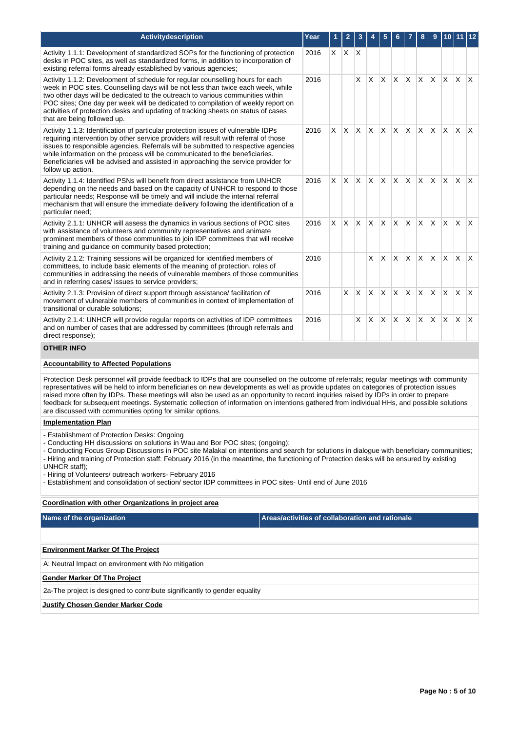| Activitydescription | Year | 1 | 2 | 3 | 4 | 5 | 6 | 7 | 8 | 9 | 10 | 11 | 12 |
|---|---|---|---|---|---|---|---|---|---|---|---|---|---|
| Activity 1.1.1: Development of standardized SOPs for the functioning of protection desks in POC sites, as well as standardized forms, in addition to incorporation of existing referral forms already established by various agencies; | 2016 | X | X | X | | | | | | | | | |
| Activity 1.1.2: Development of schedule for regular counselling hours for each week in POC sites. Counselling days will be not less than twice each week, while two other days will be dedicated to the outreach to various communities within POC sites; One day per week will be dedicated to compilation of weekly report on activities of protection desks and updating of tracking sheets on status of cases that are being followed up. | 2016 | | | X | X | X | X | X | X | X | X | X | X |
| Activity 1.1.3: Identification of particular protection issues of vulnerable IDPs requiring intervention by other service providers will result with referral of those issues to responsible agencies. Referrals will be submitted to respective agencies while information on the process will be communicated to the beneficiaries. Beneficiaries will be advised and assisted in approaching the service provider for follow up action. | 2016 | X | X | X | X | X | X | X | X | X | X | X | X |
| Activity 1.1.4: Identified PSNs will benefit from direct assistance from UNHCR depending on the needs and based on the capacity of UNHCR to respond to those particular needs; Response will be timely and will include the internal referral mechanism that will ensure the immediate delivery following the identification of a particular need; | 2016 | X | X | X | X | X | X | X | X | X | X | X | X |
| Activity 2.1.1: UNHCR will assess the dynamics in various sections of POC sites with assistance of volunteers and community representatives and animate prominent members of those communities to join IDP committees that will receive training and guidance on community based protection; | 2016 | X | X | X | X | X | X | X | X | X | X | X | X |
| Activity 2.1.2: Training sessions will be organized for identified members of committees, to include basic elements of the meaning of protection, roles of communities in addressing the needs of vulnerable members of those communities and in referring cases/ issues to service providers; | 2016 | | | | X | X | X | X | X | X | X | X | X |
| Activity 2.1.3: Provision of direct support through assistance/ facilitation of movement of vulnerable members of communities in context of implementation of transitional or durable solutions; | 2016 | | X | X | X | X | X | X | X | X | X | X | X |
| Activity 2.1.4: UNHCR will provide regular reports on activities of IDP committees and on number of cases that are addressed by committees (through referrals and direct response); | 2016 | | | X | X | X | X | X | X | X | X | X | X |

**OTHER INFO**

**Accountability to Affected Populations**

Protection Desk personnel will provide feedback to IDPs that are counselled on the outcome of referrals; regular meetings with community representatives will be held to inform beneficiaries on new developments as well as provide updates on categories of protection issues raised more often by IDPs. These meetings will also be used as an opportunity to record inquiries raised by IDPs in order to prepare feedback for subsequent meetings. Systematic collection of information on intentions gathered from individual HHs, and possible solutions are discussed with communities opting for similar options.

**Implementation Plan**

- Establishment of Protection Desks: Ongoing
- Conducting HH discussions on solutions in Wau and Bor POC sites; (ongoing);
- Conducting Focus Group Discussions in POC site Malakal on intentions and search for solutions in dialogue with beneficiary communities;
- Hiring and training of Protection staff: February 2016 (in the meantime, the functioning of Protection desks will be ensured by existing UNHCR staff);
- Hiring of Volunteers/ outreach workers- February 2016
- Establishment and consolidation of section/ sector IDP committees in POC sites- Until end of June 2016

**Coordination with other Organizations in project area**

| Name of the organization | Areas/activities of collaboration and rationale |
|---|---|
| | |

**Environment Marker Of The Project**

A: Neutral Impact on environment with No mitigation

**Gender Marker Of The Project**

2a-The project is designed to contribute significantly to gender equality

**Justify Chosen Gender Marker Code**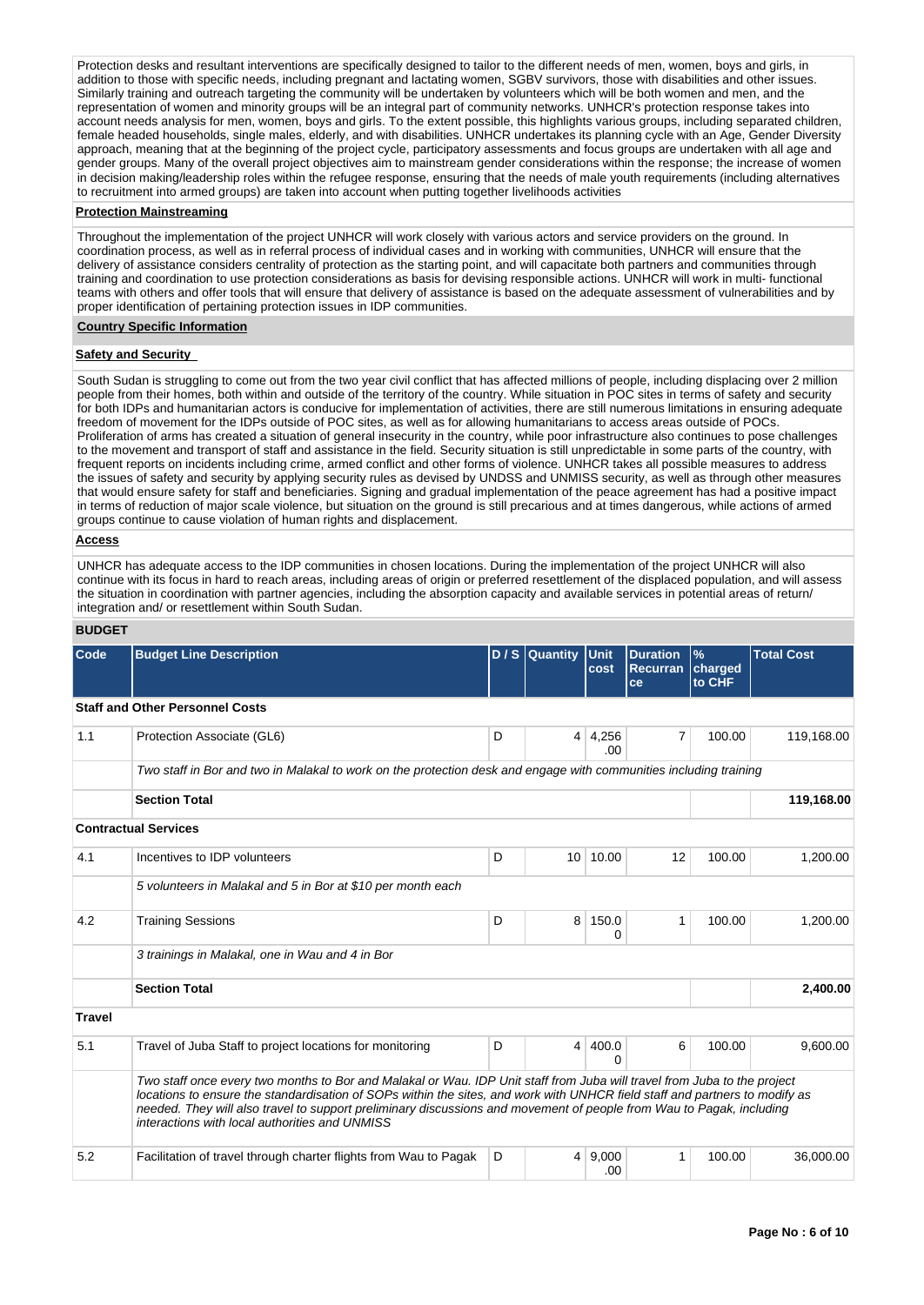Protection desks and resultant interventions are specifically designed to tailor to the different needs of men, women, boys and girls, in addition to those with specific needs, including pregnant and lactating women, SGBV survivors, those with disabilities and other issues. Similarly training and outreach targeting the community will be undertaken by volunteers which will be both women and men, and the representation of women and minority groups will be an integral part of community networks. UNHCR's protection response takes into account needs analysis for men, women, boys and girls. To the extent possible, this highlights various groups, including separated children, female headed households, single males, elderly, and with disabilities. UNHCR undertakes its planning cycle with an Age, Gender Diversity approach, meaning that at the beginning of the project cycle, participatory assessments and focus groups are undertaken with all age and gender groups. Many of the overall project objectives aim to mainstream gender considerations within the response; the increase of women in decision making/leadership roles within the refugee response, ensuring that the needs of male youth requirements (including alternatives to recruitment into armed groups) are taken into account when putting together livelihoods activities

**Protection Mainstreaming**

Throughout the implementation of the project UNHCR will work closely with various actors and service providers on the ground. In coordination process, as well as in referral process of individual cases and in working with communities, UNHCR will ensure that the delivery of assistance considers centrality of protection as the starting point, and will capacitate both partners and communities through training and coordination to use protection considerations as basis for devising responsible actions. UNHCR will work in multi- functional teams with others and offer tools that will ensure that delivery of assistance is based on the adequate assessment of vulnerabilities and by proper identification of pertaining protection issues in IDP communities.

**Country Specific Information**

**Safety and Security**

South Sudan is struggling to come out from the two year civil conflict that has affected millions of people, including displacing over 2 million people from their homes, both within and outside of the territory of the country. While situation in POC sites in terms of safety and security for both IDPs and humanitarian actors is conducive for implementation of activities, there are still numerous limitations in ensuring adequate freedom of movement for the IDPs outside of POC sites, as well as for allowing humanitarians to access areas outside of POCs. Proliferation of arms has created a situation of general insecurity in the country, while poor infrastructure also continues to pose challenges to the movement and transport of staff and assistance in the field. Security situation is still unpredictable in some parts of the country, with frequent reports on incidents including crime, armed conflict and other forms of violence. UNHCR takes all possible measures to address the issues of safety and security by applying security rules as devised by UNDSS and UNMISS security, as well as through other measures that would ensure safety for staff and beneficiaries. Signing and gradual implementation of the peace agreement has had a positive impact in terms of reduction of major scale violence, but situation on the ground is still precarious and at times dangerous, while actions of armed groups continue to cause violation of human rights and displacement.

**Access**

UNHCR has adequate access to the IDP communities in chosen locations. During the implementation of the project UNHCR will also continue with its focus in hard to reach areas, including areas of origin or preferred resettlement of the displaced population, and will assess the situation in coordination with partner agencies, including the absorption capacity and available services in potential areas of return/ integration and/ or resettlement within South Sudan.

**BUDGET**

| Code | Budget Line Description | D / S | Quantity | Unit cost | Duration Recurrance | % charged to CHF | Total Cost |
|---|---|---|---|---|---|---|---|
| **Staff and Other Personnel Costs** | | | | | | | |
| 1.1 | Protection Associate (GL6) | D | 4 | 4,256.00 | 7 | 100.00 | 119,168.00 |
| | *Two staff in Bor and two in Malakal to work on the protection desk and engage with communities including training* | | | | | | |
| | **Section Total** | | | | | | **119,168.00** |
| **Contractual Services** | | | | | | | |
| 4.1 | Incentives to IDP volunteers | D | 10 | 10.00 | 12 | 100.00 | 1,200.00 |
| | *5 volunteers in Malakal and 5 in Bor at $10 per month each* | | | | | | |
| 4.2 | Training Sessions | D | 8 | 150.00 | 1 | 100.00 | 1,200.00 |
| | *3 trainings in Malakal, one in Wau and 4 in Bor* | | | | | | |
| | **Section Total** | | | | | | **2,400.00** |
| **Travel** | | | | | | | |
| 5.1 | Travel of Juba Staff to project locations for monitoring | D | 4 | 400.00 | 6 | 100.00 | 9,600.00 |
| | *Two staff once every two months to Bor and Malakal or Wau. IDP Unit staff from Juba will travel from Juba to the project locations to ensure the standardisation of SOPs within the sites, and work with UNHCR field staff and partners to modify as needed. They will also travel to support preliminary discussions and movement of people from Wau to Pagak, including interactions with local authorities and UNMISS* | | | | | | |
| 5.2 | Facilitation of travel through charter flights from Wau to Pagak | D | 4 | 9,000.00 | 1 | 100.00 | 36,000.00 |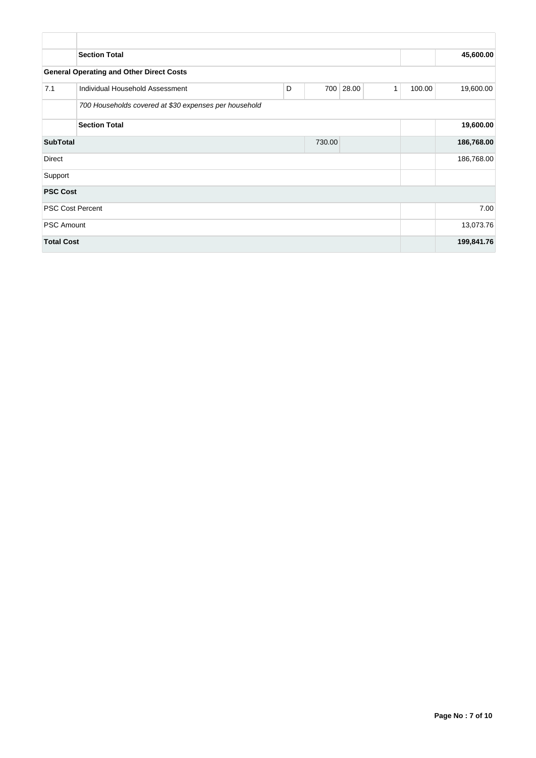| | | | | | | | |
|---|---|---|---|---|---|---|---|
| | | | | | | | |
| | **Section Total** | | | | | | **45,600.00** |
| **General Operating and Other Direct Costs** | | | | | | | |
| 7.1 | Individual Household Assessment | D | 700 | 28.00 | 1 | 100.00 | 19,600.00 |
| | *700 Households covered at $30 expenses per household* | | | | | | |
| | **Section Total** | | | | | | **19,600.00** |
| **SubTotal** | | | 730.00 | | | | **186,768.00** |
| Direct | | | | | | | 186,768.00 |
| Support | | | | | | | |
| **PSC Cost** | | | | | | | |
| PSC Cost Percent | | | | | | | 7.00 |
| PSC Amount | | | | | | | 13,073.76 |
| **Total Cost** | | | | | | | **199,841.76** |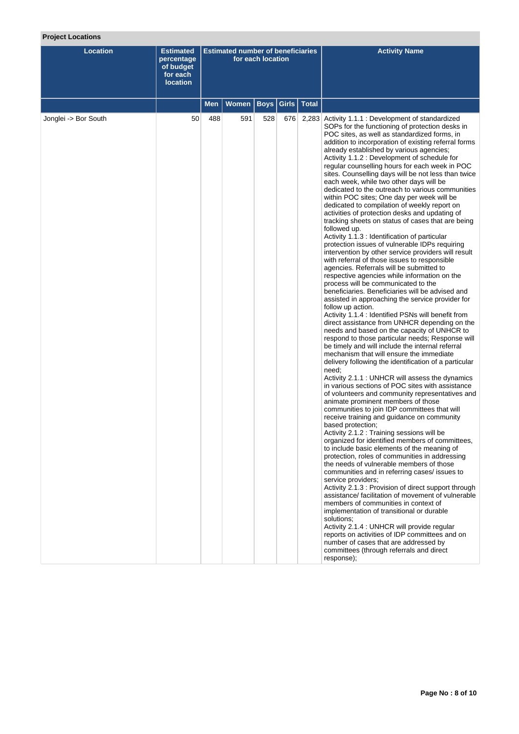**Project Locations**

| Location | Estimated percentage of budget for each location | Estimated number of beneficiaries for each location | | | | | Activity Name |
|---|---|---|---|---|---|---|---|
| | | Men | Women | Boys | Girls | Total | |
| Jonglei -> Bor South | 50 | 488 | 591 | 528 | 676 | 2,283 | Activity 1.1.1 : Development of standardized SOPs for the functioning of protection desks in POC sites, as well as standardized forms, in addition to incorporation of existing referral forms already established by various agencies;<br>Activity 1.1.2 : Development of schedule for regular counselling hours for each week in POC sites. Counselling days will be not less than twice each week, while two other days will be dedicated to the outreach to various communities within POC sites; One day per week will be dedicated to compilation of weekly report on activities of protection desks and updating of tracking sheets on status of cases that are being followed up.<br>Activity 1.1.3 : Identification of particular protection issues of vulnerable IDPs requiring intervention by other service providers will result with referral of those issues to responsible agencies. Referrals will be submitted to respective agencies while information on the process will be communicated to the beneficiaries. Beneficiaries will be advised and assisted in approaching the service provider for follow up action.<br>Activity 1.1.4 : Identified PSNs will benefit from direct assistance from UNHCR depending on the needs and based on the capacity of UNHCR to respond to those particular needs; Response will be timely and will include the internal referral mechanism that will ensure the immediate delivery following the identification of a particular need;<br>Activity 2.1.1 : UNHCR will assess the dynamics in various sections of POC sites with assistance of volunteers and community representatives and animate prominent members of those communities to join IDP committees that will receive training and guidance on community based protection;<br>Activity 2.1.2 : Training sessions will be organized for identified members of committees, to include basic elements of the meaning of protection, roles of communities in addressing the needs of vulnerable members of those communities and in referring cases/ issues to service providers;<br>Activity 2.1.3 : Provision of direct support through assistance/ facilitation of movement of vulnerable members of communities in context of implementation of transitional or durable solutions;<br>Activity 2.1.4 : UNHCR will provide regular reports on activities of IDP committees and on number of cases that are addressed by committees (through referrals and direct response); |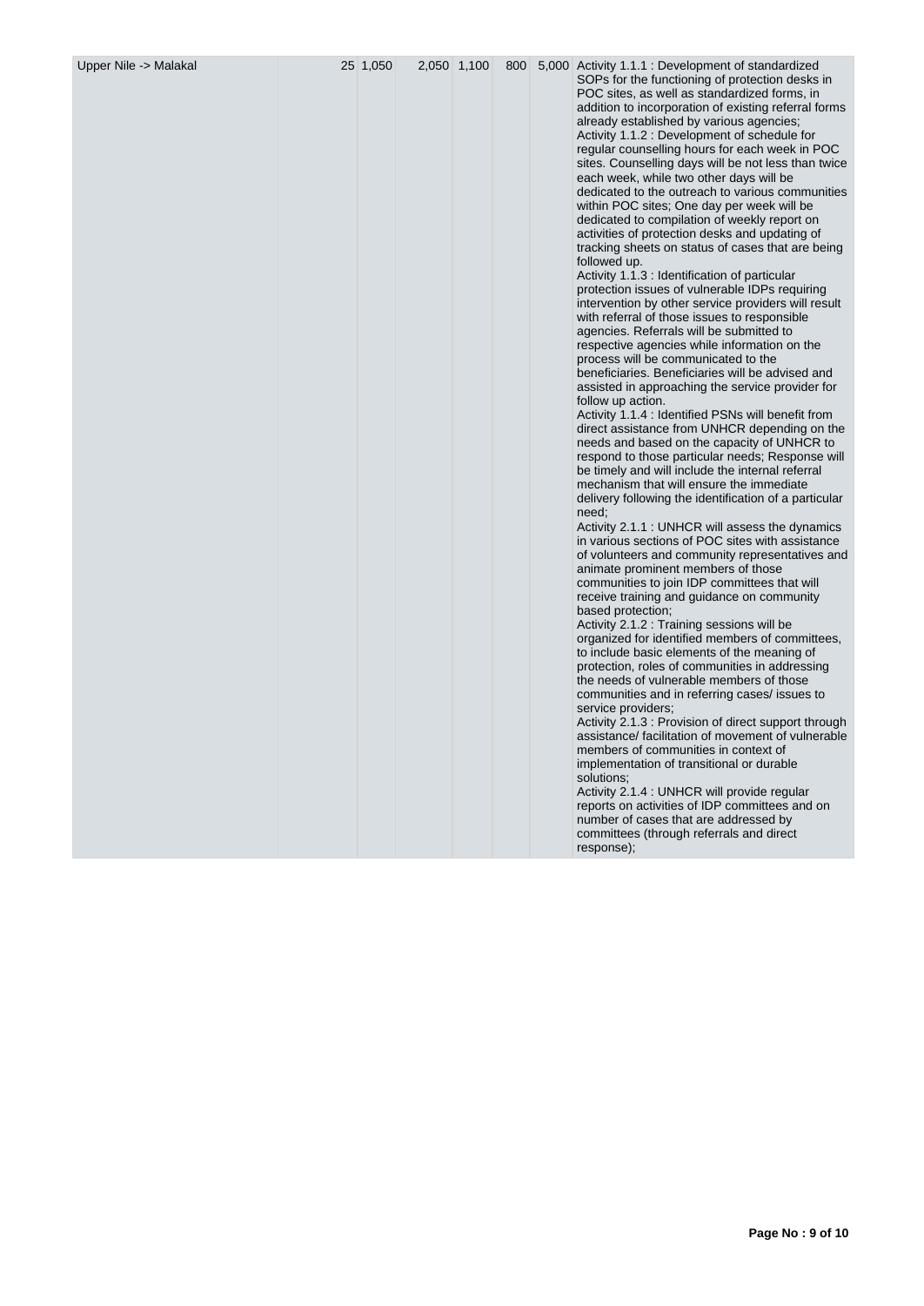| | | | | | | | |
|---|---|---|---|---|---|---|---|
| Upper Nile -> Malakal | 25 | 1,050 | 2,050 | 1,100 | 800 | 5,000 | Activity 1.1.1 : Development of standardized SOPs for the functioning of protection desks in POC sites, as well as standardized forms, in addition to incorporation of existing referral forms already established by various agencies;<br>Activity 1.1.2 : Development of schedule for regular counselling hours for each week in POC sites. Counselling days will be not less than twice each week, while two other days will be dedicated to the outreach to various communities within POC sites; One day per week will be dedicated to compilation of weekly report on activities of protection desks and updating of tracking sheets on status of cases that are being followed up.<br>Activity 1.1.3 : Identification of particular protection issues of vulnerable IDPs requiring intervention by other service providers will result with referral of those issues to responsible agencies. Referrals will be submitted to respective agencies while information on the process will be communicated to the beneficiaries. Beneficiaries will be advised and assisted in approaching the service provider for follow up action.<br>Activity 1.1.4 : Identified PSNs will benefit from direct assistance from UNHCR depending on the needs and based on the capacity of UNHCR to respond to those particular needs; Response will be timely and will include the internal referral mechanism that will ensure the immediate delivery following the identification of a particular need;<br>Activity 2.1.1 : UNHCR will assess the dynamics in various sections of POC sites with assistance of volunteers and community representatives and animate prominent members of those communities to join IDP committees that will receive training and guidance on community based protection;<br>Activity 2.1.2 : Training sessions will be organized for identified members of committees, to include basic elements of the meaning of protection, roles of communities in addressing the needs of vulnerable members of those communities and in referring cases/ issues to service providers;<br>Activity 2.1.3 : Provision of direct support through assistance/ facilitation of movement of vulnerable members of communities in context of implementation of transitional or durable solutions;<br>Activity 2.1.4 : UNHCR will provide regular reports on activities of IDP committees and on number of cases that are addressed by committees (through referrals and direct response); |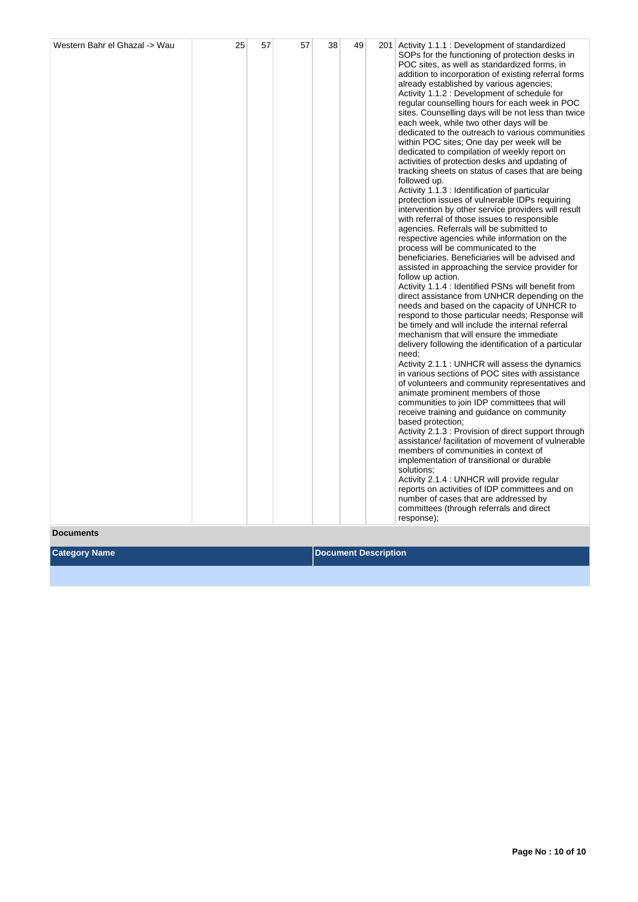| | | | | | | | |
|---|---|---|---|---|---|---|---|
| Western Bahr el Ghazal -> Wau | 25 | 57 | 57 | 38 | 49 | 201 | Activity 1.1.1 : Development of standardized SOPs for the functioning of protection desks in POC sites, as well as standardized forms, in addition to incorporation of existing referral forms already established by various agencies;<br>Activity 1.1.2 : Development of schedule for regular counselling hours for each week in POC sites. Counselling days will be not less than twice each week, while two other days will be dedicated to the outreach to various communities within POC sites; One day per week will be dedicated to compilation of weekly report on activities of protection desks and updating of tracking sheets on status of cases that are being followed up.<br>Activity 1.1.3 : Identification of particular protection issues of vulnerable IDPs requiring intervention by other service providers will result with referral of those issues to responsible agencies. Referrals will be submitted to respective agencies while information on the process will be communicated to the beneficiaries. Beneficiaries will be advised and assisted in approaching the service provider for follow up action.<br>Activity 1.1.4 : Identified PSNs will benefit from direct assistance from UNHCR depending on the needs and based on the capacity of UNHCR to respond to those particular needs; Response will be timely and will include the internal referral mechanism that will ensure the immediate delivery following the identification of a particular need;<br>Activity 2.1.1 : UNHCR will assess the dynamics in various sections of POC sites with assistance of volunteers and community representatives and animate prominent members of those communities to join IDP committees that will receive training and guidance on community based protection;<br>Activity 2.1.3 : Provision of direct support through assistance/ facilitation of movement of vulnerable members of communities in context of implementation of transitional or durable solutions;<br>Activity 2.1.4 : UNHCR will provide regular reports on activities of IDP committees and on number of cases that are addressed by committees (through referrals and direct response); |

**Documents**

| Category Name | Document Description |
|---|---|
| | |